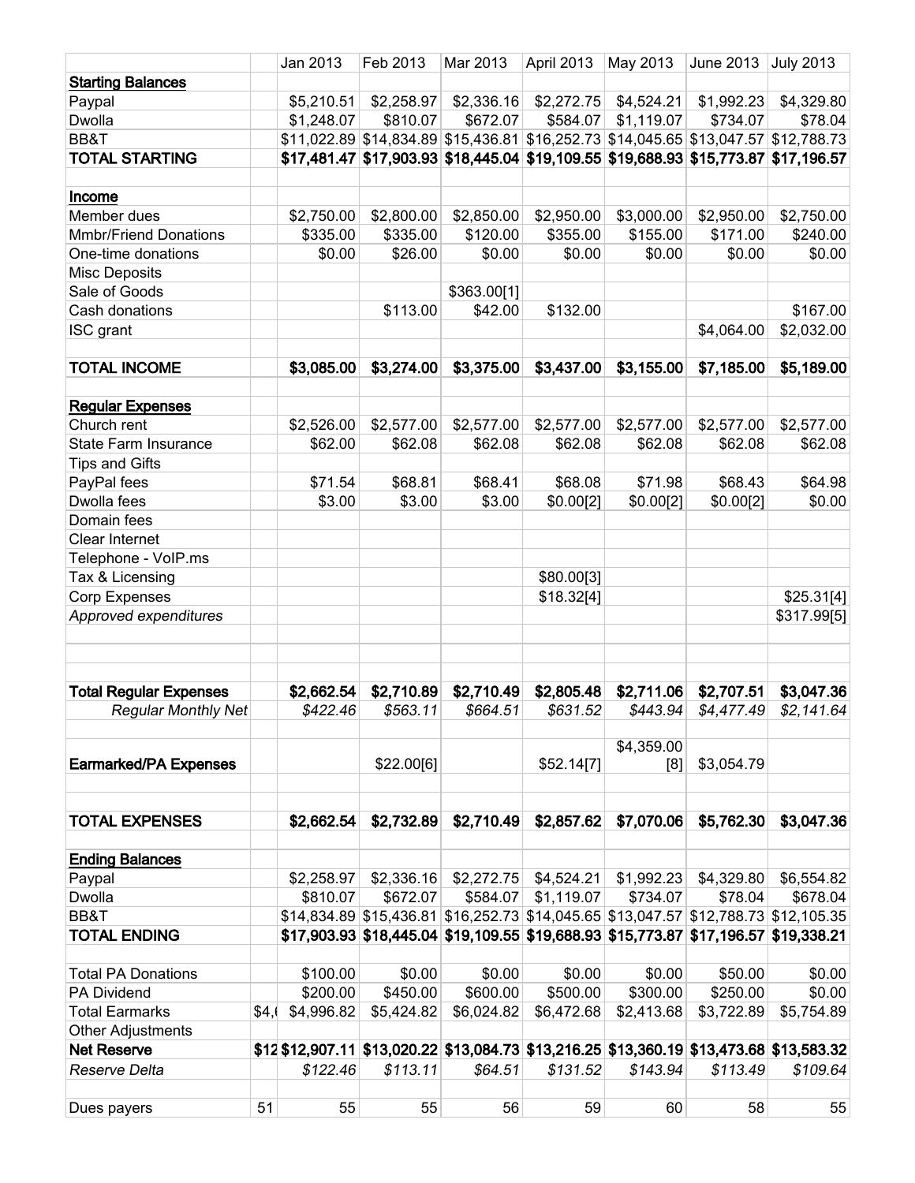| | | Jan 2013 | Feb 2013 | Mar 2013 | April 2013 | May 2013 | June 2013 | July 2013 |
|---|---|---|---|---|---|---|---|---|
| **Starting Balances** | | | | | | | | |
| Paypal | | $5,210.51 | $2,258.97 | $2,336.16 | $2,272.75 | $4,524.21 | $1,992.23 | $4,329.80 |
| Dwolla | | $1,248.07 | $810.07 | $672.07 | $584.07 | $1,119.07 | $734.07 | $78.04 |
| BB&T | | $11,022.89 | $14,834.89 | $15,436.81 | $16,252.73 | $14,045.65 | $13,047.57 | $12,788.73 |
| **TOTAL STARTING** | | **$17,481.47** | **$17,903.93** | **$18,445.04** | **$19,109.55** | **$19,688.93** | **$15,773.87** | **$17,196.57** |
| | | | | | | | | |
| **Income** | | | | | | | | |
| Member dues | | $2,750.00 | $2,800.00 | $2,850.00 | $2,950.00 | $3,000.00 | $2,950.00 | $2,750.00 |
| Mmbr/Friend Donations | | $335.00 | $335.00 | $120.00 | $355.00 | $155.00 | $171.00 | $240.00 |
| One-time donations | | $0.00 | $26.00 | $0.00 | $0.00 | $0.00 | $0.00 | $0.00 |
| Misc Deposits | | | | | | | | |
| Sale of Goods | | | | $363.00[1] | | | | |
| Cash donations | | | $113.00 | $42.00 | $132.00 | | | $167.00 |
| ISC grant | | | | | | | $4,064.00 | $2,032.00 |
| | | | | | | | | |
| **TOTAL INCOME** | | **$3,085.00** | **$3,274.00** | **$3,375.00** | **$3,437.00** | **$3,155.00** | **$7,185.00** | **$5,189.00** |
| | | | | | | | | |
| **Regular Expenses** | | | | | | | | |
| Church rent | | $2,526.00 | $2,577.00 | $2,577.00 | $2,577.00 | $2,577.00 | $2,577.00 | $2,577.00 |
| State Farm Insurance | | $62.00 | $62.08 | $62.08 | $62.08 | $62.08 | $62.08 | $62.08 |
| Tips and Gifts | | | | | | | | |
| PayPal fees | | $71.54 | $68.81 | $68.41 | $68.08 | $71.98 | $68.43 | $64.98 |
| Dwolla fees | | $3.00 | $3.00 | $3.00 | $0.00[2] | $0.00[2] | $0.00[2] | $0.00 |
| Domain fees | | | | | | | | |
| Clear Internet | | | | | | | | |
| Telephone - VoIP.ms | | | | | | | | |
| Tax & Licensing | | | | | $80.00[3] | | | |
| Corp Expenses | | | | | $18.32[4] | | | $25.31[4] |
| *Approved expenditures* | | | | | | | | $317.99[5] |
| | | | | | | | | |
| **Total Regular Expenses** | | **$2,662.54** | **$2,710.89** | **$2,710.49** | **$2,805.48** | **$2,711.06** | **$2,707.51** | **$3,047.36** |
| *Regular Monthly Net* | | *$422.46* | *$563.11* | *$664.51* | *$631.52* | *$443.94* | *$4,477.49* | *$2,141.64* |
| | | | | | | | | |
| **Earmarked/PA Expenses** | | | $22.00[6] | | $52.14[7] | $4,359.00 [8] | $3,054.79 | |
| | | | | | | | | |
| **TOTAL EXPENSES** | | **$2,662.54** | **$2,732.89** | **$2,710.49** | **$2,857.62** | **$7,070.06** | **$5,762.30** | **$3,047.36** |
| | | | | | | | | |
| **Ending Balances** | | | | | | | | |
| Paypal | | $2,258.97 | $2,336.16 | $2,272.75 | $4,524.21 | $1,992.23 | $4,329.80 | $6,554.82 |
| Dwolla | | $810.07 | $672.07 | $584.07 | $1,119.07 | $734.07 | $78.04 | $678.04 |
| BB&T | | $14,834.89 | $15,436.81 | $16,252.73 | $14,045.65 | $13,047.57 | $12,788.73 | $12,105.35 |
| **TOTAL ENDING** | | **$17,903.93** | **$18,445.04** | **$19,109.55** | **$19,688.93** | **$15,773.87** | **$17,196.57** | **$19,338.21** |
| | | | | | | | | |
| Total PA Donations | | $100.00 | $0.00 | $0.00 | $0.00 | $0.00 | $50.00 | $0.00 |
| PA Dividend | | $200.00 | $450.00 | $600.00 | $500.00 | $300.00 | $250.00 | $0.00 |
| Total Earmarks | $4,( | $4,996.82 | $5,424.82 | $6,024.82 | $6,472.68 | $2,413.68 | $3,722.89 | $5,754.89 |
| Other Adjustments | | | | | | | | |
| **Net Reserve** | **$12** | **$12,907.11** | **$13,020.22** | **$13,084.73** | **$13,216.25** | **$13,360.19** | **$13,473.68** | **$13,583.32** |
| *Reserve Delta* | | *$122.46* | *$113.11* | *$64.51* | *$131.52* | *$143.94* | *$113.49* | *$109.64* |
| | | | | | | | | |
| Dues payers | 51 | 55 | 55 | 56 | 59 | 60 | 58 | 55 |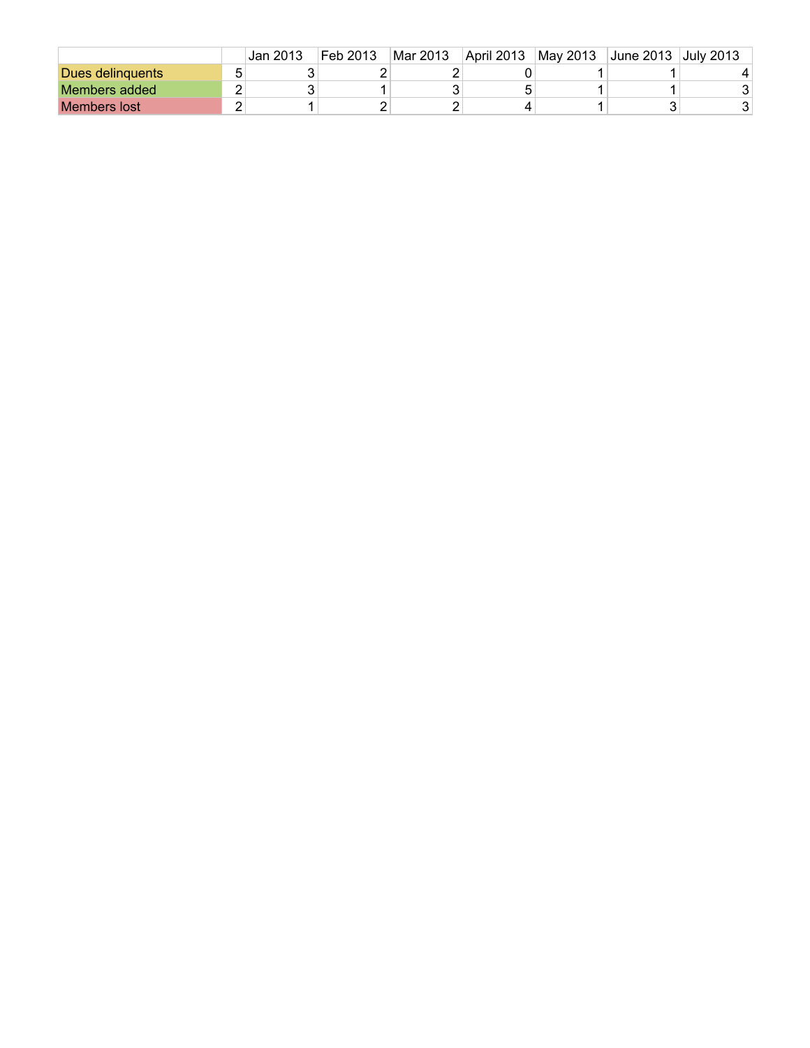| | | Jan 2013 | Feb 2013 | Mar 2013 | April 2013 | May 2013 | June 2013 | July 2013 |
|---|---|---|---|---|---|---|---|---|
| Dues delinquents | 5 | 3 | 2 | 2 | 0 | 1 | 1 | 4 |
| Members added | 2 | 3 | 1 | 3 | 5 | 1 | 1 | 3 |
| Members lost | 2 | 1 | 2 | 2 | 4 | 1 | 3 | 3 |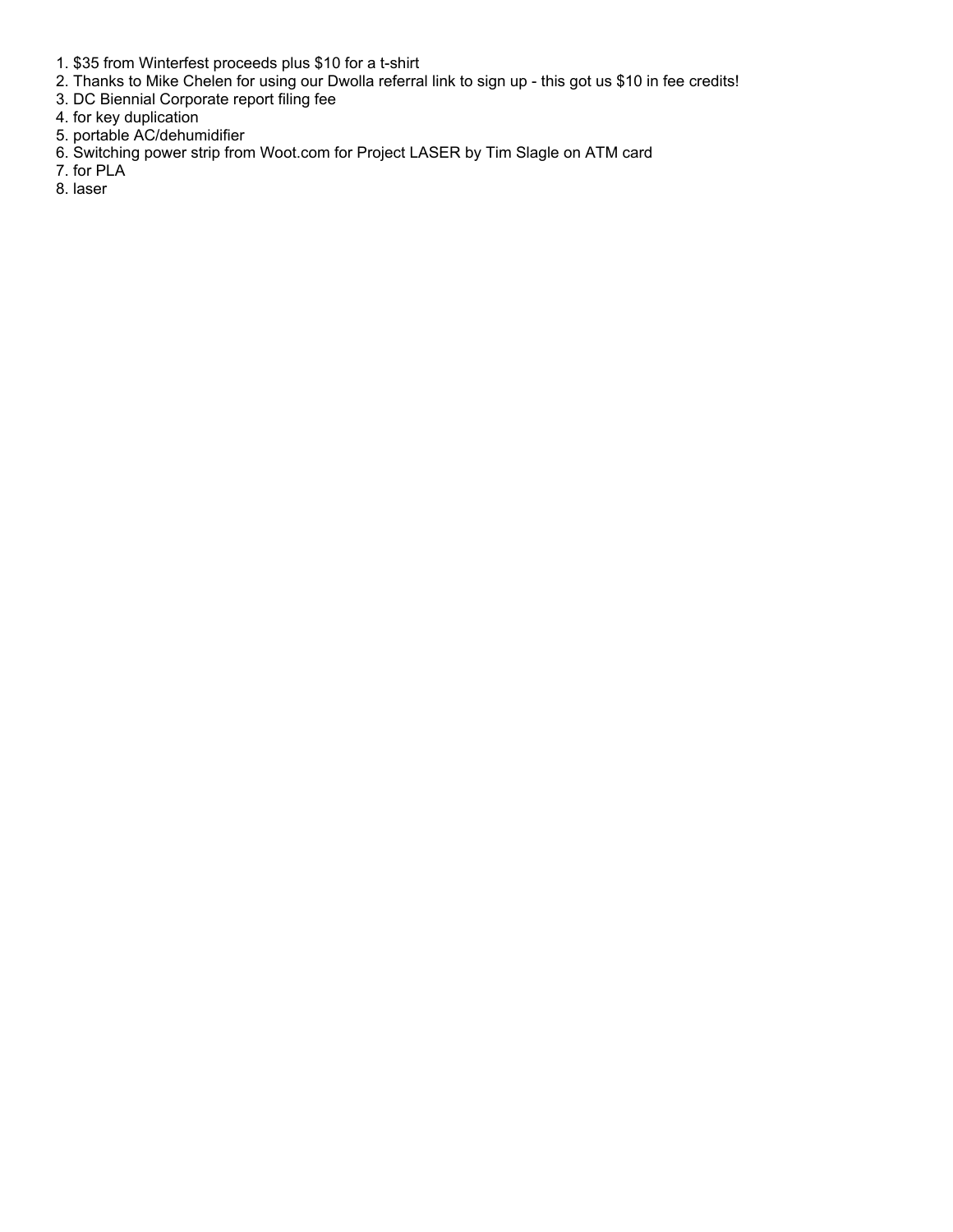1. $35 from Winterfest proceeds plus $10 for a t-shirt
2. Thanks to Mike Chelen for using our Dwolla referral link to sign up - this got us $10 in fee credits!
3. DC Biennial Corporate report filing fee
4. for key duplication
5. portable AC/dehumidifier
6. Switching power strip from Woot.com for Project LASER by Tim Slagle on ATM card
7. for PLA
8. laser